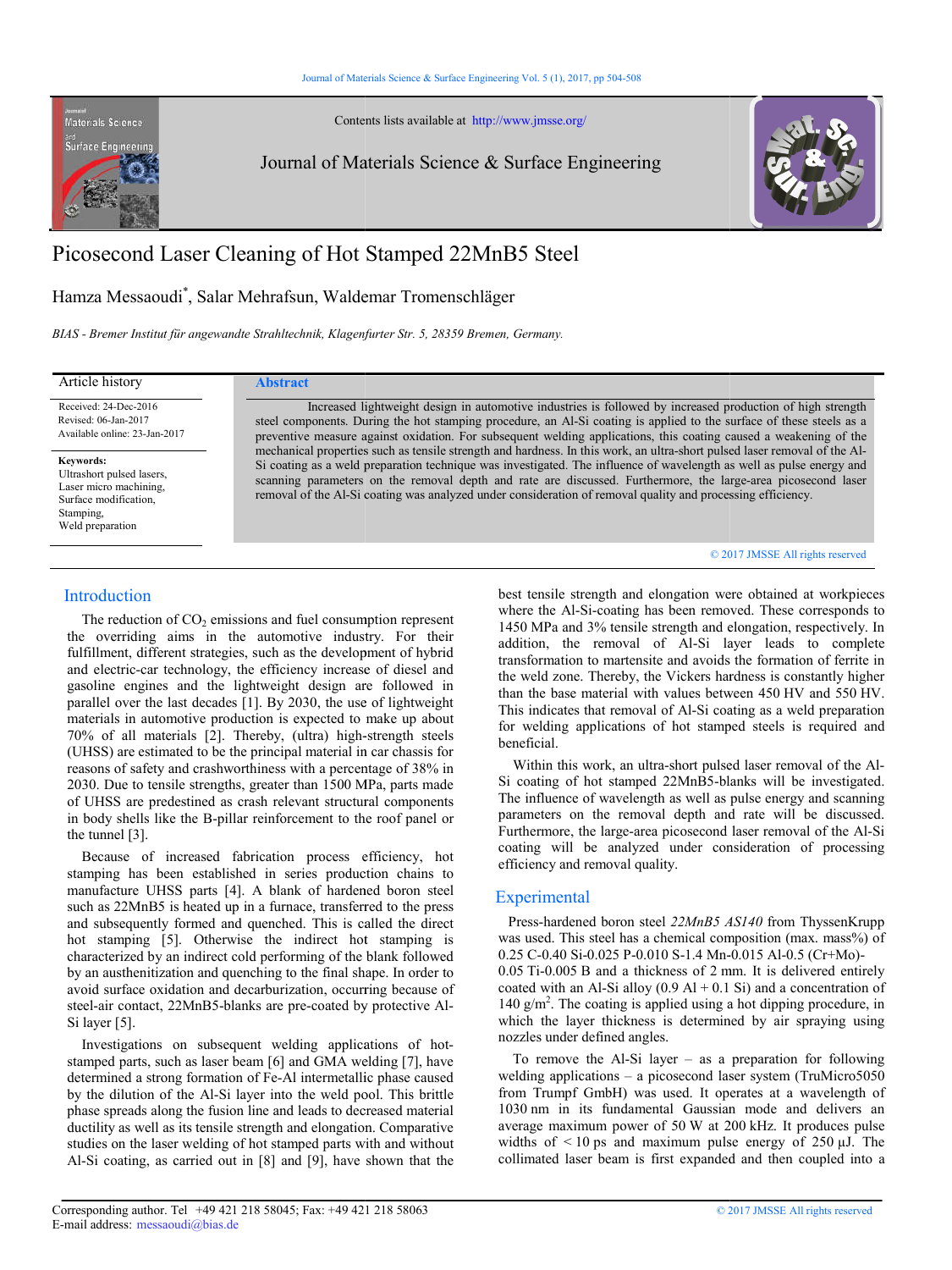# Picosecond Laser Cleaning of Hot Stamped 22MnB5 Steel

Hamza Messaoudi[*], Salar Mehrafsun, Waldemar Tromenschläger

*BIAS - Bremer Institut für angewandte Strahltechnik, Klagenfurter Str. 5, 28359 Bremen, Germany.*

**Article history**

Received: 24-Dec-2016
Revised: 06-Jan-2017
Available online: 23-Jan-2017

**Keywords:**
Ultrashort pulsed lasers,
Laser micro machining,
Surface modification,
Stamping,
Weld preparation

## Abstract

Increased lightweight design in automotive industries is followed by increased production of high strength steel components. During the hot stamping procedure, an Al-Si coating is applied to the surface of these steels as a preventive measure against oxidation. For subsequent welding applications, this coating caused a weakening of the mechanical properties such as tensile strength and hardness. In this work, an ultra-short pulsed laser removal of the Al-Si coating as a weld preparation technique was investigated. The influence of wavelength as well as pulse energy and scanning parameters on the removal depth and rate are discussed. Furthermore, the large-area picosecond laser removal of the Al-Si coating was analyzed under consideration of removal quality and processing efficiency.

© 2017 JMSSE All rights reserved

## Introduction

The reduction of $CO_2$ emissions and fuel consumption represent the overriding aims in the automotive industry. For their fulfillment, different strategies, such as the development of hybrid and electric-car technology, the efficiency increase of diesel and gasoline engines and the lightweight design are followed in parallel over the last decades [1]. By 2030, the use of lightweight materials in automotive production is expected to make up about 70% of all materials [2]. Thereby, (ultra) high-strength steels (UHSS) are estimated to be the principal material in car chassis for reasons of safety and crashworthiness with a percentage of 38% in 2030. Due to tensile strengths, greater than 1500 MPa, parts made of UHSS are predestined as crash relevant structural components in body shells like the B-pillar reinforcement to the roof panel or the tunnel [3].

Because of increased fabrication process efficiency, hot stamping has been established in series production chains to manufacture UHSS parts [4]. A blank of hardened boron steel such as 22MnB5 is heated up in a furnace, transferred to the press and subsequently formed and quenched. This is called the direct hot stamping [5]. Otherwise the indirect hot stamping is characterized by an indirect cold performing of the blank followed by an austhenitization and quenching to the final shape. In order to avoid surface oxidation and decarburization, occurring because of steel-air contact, 22MnB5-blanks are pre-coated by protective Al-Si layer [5].

Investigations on subsequent welding applications of hot-stamped parts, such as laser beam [6] and GMA welding [7], have determined a strong formation of Fe-Al intermetallic phase caused by the dilution of the Al-Si layer into the weld pool. This brittle phase spreads along the fusion line and leads to decreased material ductility as well as its tensile strength and elongation. Comparative studies on the laser welding of hot stamped parts with and without Al-Si coating, as carried out in [8] and [9], have shown that the best tensile strength and elongation were obtained at workpieces where the Al-Si-coating has been removed. These corresponds to 1450 MPa and 3% tensile strength and elongation, respectively. In addition, the removal of Al-Si layer leads to complete transformation to martensite and avoids the formation of ferrite in the weld zone. Thereby, the Vickers hardness is constantly higher than the base material with values between 450 HV and 550 HV. This indicates that removal of Al-Si coating as a weld preparation for welding applications of hot stamped steels is required and beneficial.

Within this work, an ultra-short pulsed laser removal of the Al-Si coating of hot stamped 22MnB5-blanks will be investigated. The influence of wavelength as well as pulse energy and scanning parameters on the removal depth and rate will be discussed. Furthermore, the large-area picosecond laser removal of the Al-Si coating will be analyzed under consideration of processing efficiency and removal quality.

## Experimental

Press-hardened boron steel *22MnB5 AS140* from ThyssenKrupp was used. This steel has a chemical composition (max. mass%) of 0.25 C-0.40 Si-0.025 P-0.010 S-1.4 Mn-0.015 Al-0.5 (Cr+Mo)-0.05 Ti-0.005 B and a thickness of 2 mm. It is delivered entirely coated with an Al-Si alloy (0.9 Al + 0.1 Si) and a concentration of 140 $g/m^2$. The coating is applied using a hot dipping procedure, in which the layer thickness is determined by air spraying using nozzles under defined angles.

To remove the Al-Si layer – as a preparation for following welding applications – a picosecond laser system (TruMicro5050 from Trumpf GmbH) was used. It operates at a wavelength of 1030 nm in its fundamental Gaussian mode and delivers an average maximum power of 50 W at 200 kHz. It produces pulse widths of < 10 ps and maximum pulse energy of 250 µJ. The collimated laser beam is first expanded and then coupled into a

Corresponding author. Tel +49 421 218 58045; Fax: +49 421 218 58063
E-mail address: messaoudi@bias.de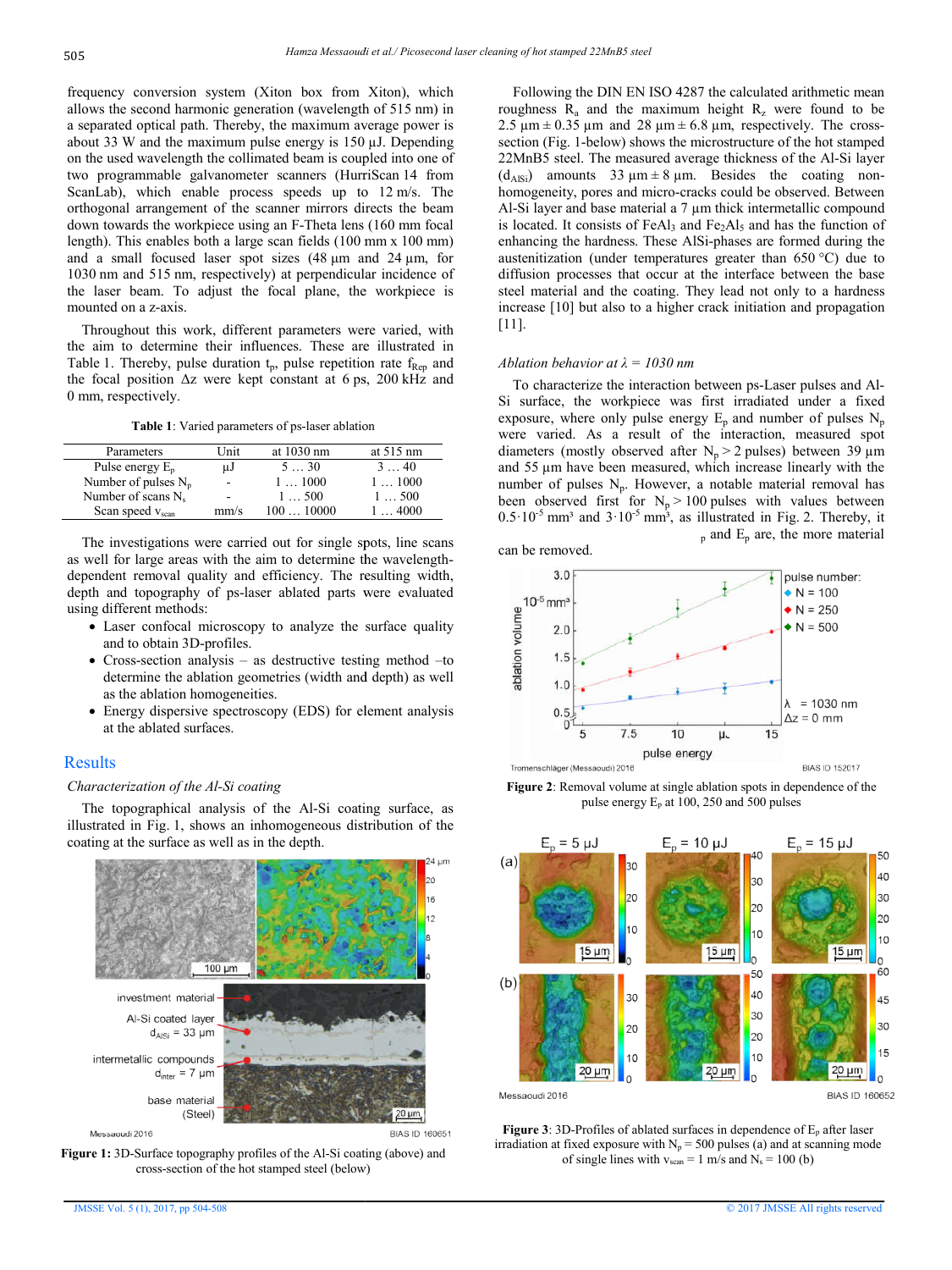frequency conversion system (Xiton box from Xiton), which allows the second harmonic generation (wavelength of 515 nm) in a separated optical path. Thereby, the maximum average power is about 33 W and the maximum pulse energy is 150 µJ. Depending on the used wavelength the collimated beam is coupled into one of two programmable galvanometer scanners (HurriScan 14 from ScanLab), which enable process speeds up to 12 m/s. The orthogonal arrangement of the scanner mirrors directs the beam down towards the workpiece using an F-Theta lens (160 mm focal length). This enables both a large scan fields (100 mm x 100 mm) and a small focused laser spot sizes (48 µm and 24 µm, for 1030 nm and 515 nm, respectively) at perpendicular incidence of the laser beam. To adjust the focal plane, the workpiece is mounted on a z-axis.

Throughout this work, different parameters were varied, with the aim to determine their influences. These are illustrated in Table 1. Thereby, pulse duration $t_p$, pulse repetition rate $f_{Rep}$ and the focal position Δz were kept constant at 6 ps, 200 kHz and 0 mm, respectively.

**Table 1**: Varied parameters of ps-laser ablation

| Parameters | Unit | at 1030 nm | at 515 nm |
|---|---|---|---|
| Pulse energy $E_p$ | µJ | 5 … 30 | 3 … 40 |
| Number of pulses $N_p$ | - | 1 … 1000 | 1 … 1000 |
| Number of scans $N_s$ | - | 1 … 500 | 1 … 500 |
| Scan speed $v_{scan}$ | mm/s | 100 … 10000 | 1 … 4000 |

The investigations were carried out for single spots, line scans as well for large areas with the aim to determine the wavelength-dependent removal quality and efficiency. The resulting width, depth and topography of ps-laser ablated parts were evaluated using different methods:

- Laser confocal microscopy to analyze the surface quality and to obtain 3D-profiles.
- Cross-section analysis – as destructive testing method –to determine the ablation geometries (width and depth) as well as the ablation homogeneities.
- Energy dispersive spectroscopy (EDS) for element analysis at the ablated surfaces.

## Results

*Characterization of the Al-Si coating*

The topographical analysis of the Al-Si coating surface, as illustrated in Fig. 1, shows an inhomogeneous distribution of the coating at the surface as well as in the depth.

**Figure 1:** 3D-Surface topography profiles of the Al-Si coating (above) and cross-section of the hot stamped steel (below)

Following the DIN EN ISO 4287 the calculated arithmetic mean roughness $R_a$ and the maximum height $R_z$ were found to be 2.5 µm ± 0.35 µm and 28 µm ± 6.8 µm, respectively. The cross-section (Fig. 1-below) shows the microstructure of the hot stamped 22MnB5 steel. The measured average thickness of the Al-Si layer ($d_{AlSi}$) amounts 33 µm ± 8 µm. Besides the coating non-homogeneity, pores and micro-cracks could be observed. Between Al-Si layer and base material a 7 µm thick intermetallic compound is located. It consists of $FeAl_3$ and $Fe_2Al_5$ and has the function of enhancing the hardness. These AlSi-phases are formed during the austenitization (under temperatures greater than 650 °C) due to diffusion processes that occur at the interface between the base steel material and the coating. They lead not only to a hardness increase [10] but also to a higher crack initiation and propagation [11].

*Ablation behavior at λ = 1030 nm*

To characterize the interaction between ps-Laser pulses and Al-Si surface, the workpiece was first irradiated under a fixed exposure, where only pulse energy $E_p$ and number of pulses $N_p$ were varied. As a result of the interaction, measured spot diameters (mostly observed after $N_p$ > 2 pulses) between 39 µm and 55 µm have been measured, which increase linearly with the number of pulses $N_p$. However, a notable material removal has been observed first for $N_p$ > 100 pulses with values between $0.5 \cdot 10^{-5}$ mm³ and $3 \cdot 10^{-5}$ mm³, as illustrated in Fig. 2. Thereby, it $_p$ and $E_p$ are, the more material can be removed.

**Figure 2**: Removal volume at single ablation spots in dependence of the pulse energy $E_p$ at 100, 250 and 500 pulses

**Figure 3**: 3D-Profiles of ablated surfaces in dependence of $E_p$ after laser irradiation at fixed exposure with $N_p$ = 500 pulses (a) and at scanning mode of single lines with $v_{scan}$ = 1 m/s and $N_s$ = 100 (b)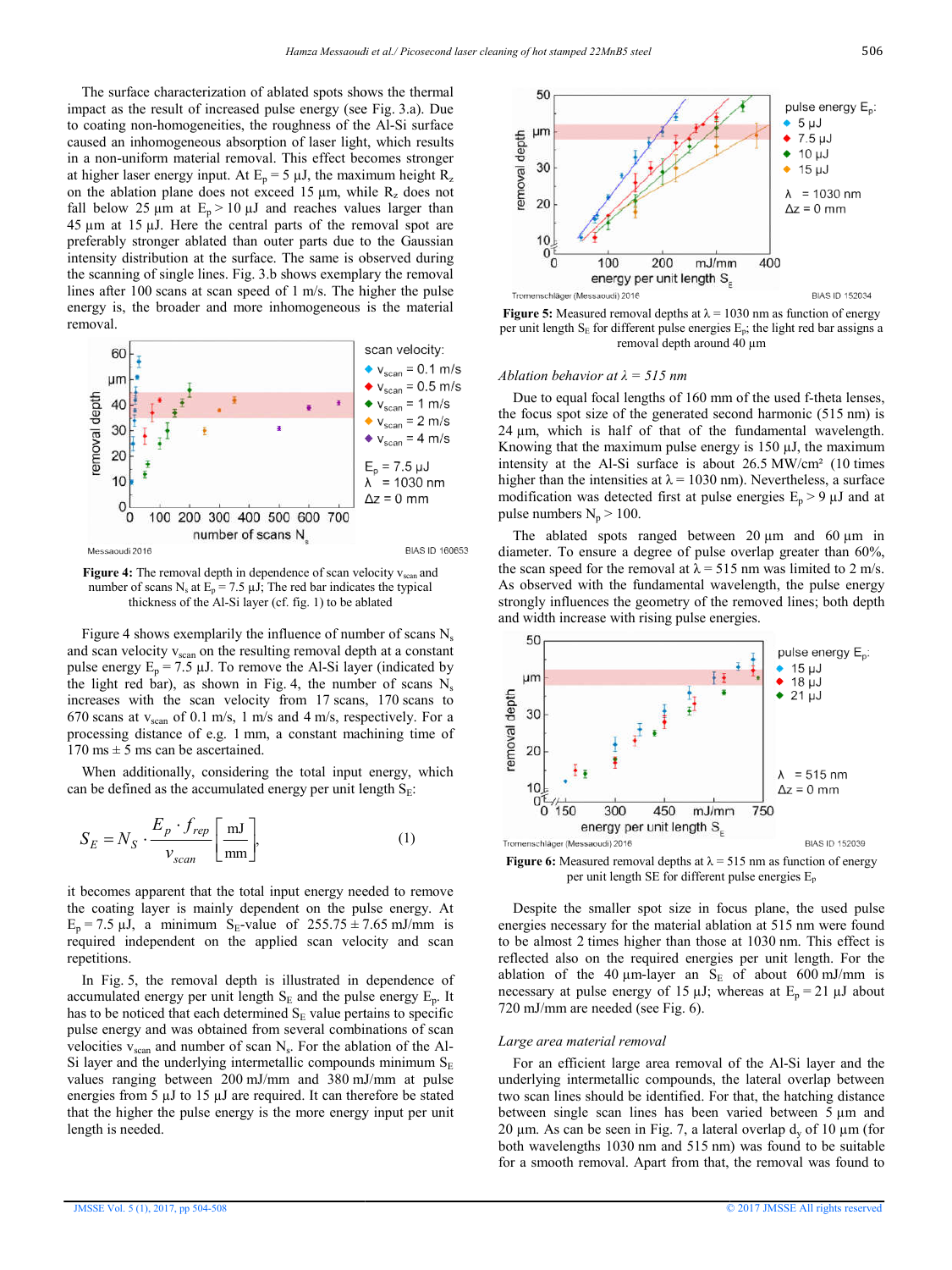The surface characterization of ablated spots shows the thermal impact as the result of increased pulse energy (see Fig. 3.a). Due to coating non-homogeneities, the roughness of the Al-Si surface caused an inhomogeneous absorption of laser light, which results in a non-uniform material removal. This effect becomes stronger at higher laser energy input. At $E_p = 5$ µJ, the maximum height $R_z$ on the ablation plane does not exceed 15 µm, while $R_z$ does not fall below 25 µm at $E_p > 10$ µJ and reaches values larger than 45 µm at 15 µJ. Here the central parts of the removal spot are preferably stronger ablated than outer parts due to the Gaussian intensity distribution at the surface. The same is observed during the scanning of single lines. Fig. 3.b shows exemplary the removal lines after 100 scans at scan speed of 1 m/s. The higher the pulse energy is, the broader and more inhomogeneous is the material removal.

**Figure 4:** The removal depth in dependence of scan velocity $v_{scan}$ and number of scans $N_s$ at $E_p = 7.5$ µJ; The red bar indicates the typical thickness of the Al-Si layer (cf. fig. 1) to be ablated

Figure 4 shows exemplarily the influence of number of scans $N_s$ and scan velocity $v_{scan}$ on the resulting removal depth at a constant pulse energy $E_p = 7.5$ µJ. To remove the Al-Si layer (indicated by the light red bar), as shown in Fig. 4, the number of scans $N_s$ increases with the scan velocity from 17 scans, 170 scans to 670 scans at $v_{scan}$ of 0.1 m/s, 1 m/s and 4 m/s, respectively. For a processing distance of e.g. 1 mm, a constant machining time of 170 ms ± 5 ms can be ascertained.

When additionally, considering the total input energy, which can be defined as the accumulated energy per unit length $S_E$:

$$S_E = N_S \cdot \frac{E_p \cdot f_{rep}}{v_{scan}} \left[\frac{\text{mJ}}{\text{mm}}\right], \qquad (1)$$

it becomes apparent that the total input energy needed to remove the coating layer is mainly dependent on the pulse energy. At $E_p = 7.5$ µJ, a minimum $S_E$-value of $255.75 \pm 7.65$ mJ/mm is required independent on the applied scan velocity and scan repetitions.

In Fig. 5, the removal depth is illustrated in dependence of accumulated energy per unit length $S_E$ and the pulse energy $E_p$. It has to be noticed that each determined $S_E$ value pertains to specific pulse energy and was obtained from several combinations of scan velocities $v_{scan}$ and number of scan $N_s$. For the ablation of the Al-Si layer and the underlying intermetallic compounds minimum $S_E$ values ranging between 200 mJ/mm and 380 mJ/mm at pulse energies from 5 µJ to 15 µJ are required. It can therefore be stated that the higher the pulse energy is the more energy input per unit length is needed.

**Figure 5:** Measured removal depths at λ = 1030 nm as function of energy per unit length $S_E$ for different pulse energies $E_p$; the light red bar assigns a removal depth around 40 µm

*Ablation behavior at λ = 515 nm*

Due to equal focal lengths of 160 mm of the used f-theta lenses, the focus spot size of the generated second harmonic (515 nm) is 24 µm, which is half of the fundamental wavelength. Knowing that the maximum pulse energy is 150 µJ, the maximum intensity at the Al-Si surface is about 26.5 MW/cm² (10 times higher than the intensities at λ = 1030 nm). Nevertheless, a surface modification was detected first at pulse energies $E_p > 9$ µJ and at pulse numbers $N_p > 100$.

The ablated spots ranged between 20 µm and 60 µm in diameter. To ensure a degree of pulse overlap greater than 60%, the scan speed for the removal at λ = 515 nm was limited to 2 m/s. As observed with the fundamental wavelength, the pulse energy strongly influences the geometry of the removed lines; both depth and width increase with rising pulse energies.

**Figure 6:** Measured removal depths at λ = 515 nm as function of energy per unit length SE for different pulse energies $E_p$

Despite the smaller spot size in focus plane, the used pulse energies necessary for the material ablation at 515 nm were found to be almost 2 times higher than those at 1030 nm. This effect is reflected also on the required energies per unit length. For the ablation of the 40 µm-layer an $S_E$ of about 600 mJ/mm is necessary at pulse energy of 15 µJ; whereas at $E_p = 21$ µJ about 720 mJ/mm are needed (see Fig. 6).

*Large area material removal*

For an efficient large area removal of the Al-Si layer and the underlying intermetallic compounds, the lateral overlap between two scan lines should be identified. For that, the hatching distance between single scan lines has been varied between 5 µm and 20 µm. As can be seen in Fig. 7, a lateral overlap $d_y$ of 10 µm (for both wavelengths 1030 nm and 515 nm) was found to be suitable for a smooth removal. Apart from that, the removal was found to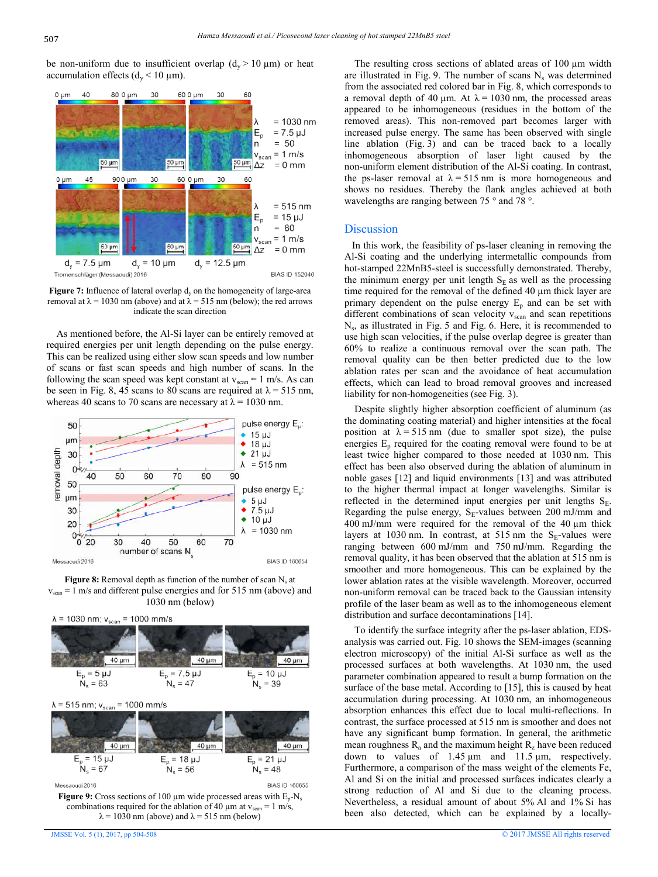be non-uniform due to insufficient overlap ($d_y > 10$ µm) or heat accumulation effects ($d_y < 10$ µm).

**Figure 7:** Influence of lateral overlap $d_y$ on the homogeneity of large-area removal at $\lambda = 1030$ nm (above) and at $\lambda = 515$ nm (below); the red arrows indicate the scan direction

As mentioned before, the Al-Si layer can be entirely removed at required energies per unit length depending on the pulse energy. This can be realized using either slow scan speeds and low number of scans or fast scan speeds and high number of scans. In the following the scan speed was kept constant at $v_{scan} = 1$ m/s. As can be seen in Fig. 8, 45 scans to 80 scans are required at $\lambda = 515$ nm, whereas 40 scans to 70 scans are necessary at $\lambda = 1030$ nm.

**Figure 8:** Removal depth as function of the number of scan $N_s$ at $v_{scan} = 1$ m/s and different pulse energies and for 515 nm (above) and 1030 nm (below)

**Figure 9:** Cross sections of 100 µm wide processed areas with $E_p$-$N_s$ combinations required for the ablation of 40 µm at $v_{scan} = 1$ m/s, $\lambda = 1030$ nm (above) and $\lambda = 515$ nm (below)

The resulting cross sections of ablated areas of 100 µm width are illustrated in Fig. 9. The number of scans $N_s$ was determined from the associated red colored bar in Fig. 8, which corresponds to a removal depth of 40 µm. At $\lambda = 1030$ nm, the processed areas appeared to be inhomogeneous (residues in the bottom of the removed areas). This non-removed part becomes larger with increased pulse energy. The same has been observed with single line ablation (Fig. 3) and can be traced back to a locally inhomogeneous absorption of laser light caused by the non-uniform element distribution of the Al-Si coating. In contrast, the ps-laser removal at $\lambda = 515$ nm is more homogeneous and shows no residues. Thereby the flank angles achieved at both wavelengths are ranging between 75 ° and 78 °.

## Discussion

In this work, the feasibility of ps-laser cleaning in removing the Al-Si coating and the underlying intermetallic compounds from hot-stamped 22MnB5-steel is successfully demonstrated. Thereby, the minimum energy per unit length $S_E$ as well as the processing time required for the removal of the defined 40 µm thick layer are primary dependent on the pulse energy $E_p$ and can be set with different combinations of scan velocity $v_{scan}$ and scan repetitions $N_s$, as illustrated in Fig. 5 and Fig. 6. Here, it is recommended to use high scan velocities, if the pulse overlap degree is greater than 60% to realize a continuous removal over the scan path. The removal quality can be then better predicted due to the low ablation rates per scan and the avoidance of heat accumulation effects, which can lead to broad removal grooves and increased liability for non-homogeneities (see Fig. 3).

Despite slightly higher absorption coefficient of aluminum (as the dominating coating material) and higher intensities at the focal position at $\lambda = 515$ nm (due to smaller spot size), the pulse energies $E_p$ required for the coating removal were found to be at least twice higher compared to those needed at 1030 nm. This effect has been also observed during the ablation of aluminum in noble gases [12] and liquid environments [13] and was attributed to the higher thermal impact at longer wavelengths. Similar is reflected in the determined input energies per unit lengths $S_E$. Regarding the pulse energy, $S_E$-values between 200 mJ/mm and 400 mJ/mm were required for the removal of the 40 µm thick layers at 1030 nm. In contrast, at 515 nm the $S_E$-values were ranging between 600 mJ/mm and 750 mJ/mm. Regarding the removal quality, it has been observed that the ablation at 515 nm is smoother and more homogeneous. This can be explained by the lower ablation rates at the visible wavelength. Moreover, occurred non-uniform removal can be traced back to the Gaussian intensity profile of the laser beam as well as to the inhomogeneous element distribution and surface decontaminations [14].

To identify the surface integrity after the ps-laser ablation, EDS-analysis was carried out. Fig. 10 shows the SEM-images (scanning electron microscopy) of the initial Al-Si surface as well as the processed surfaces at both wavelengths. At 1030 nm, the used parameter combination appeared to result a bump formation on the surface of the base metal. According to [15], this is caused by heat accumulation during processing. At 1030 nm, an inhomogeneous absorption enhances this effect due to local multi-reflections. In contrast, the surface processed at 515 nm is smoother and does not have any significant bump formation. In general, the arithmetic mean roughness $R_a$ and the maximum height $R_z$ have been reduced down to values of 1.45 µm and 11.5 µm, respectively. Furthermore, a comparison of the mass weight of the elements Fe, Al and Si on the initial and processed surfaces indicates clearly a strong reduction of Al and Si due to the cleaning process. Nevertheless, a residual amount of about 5% Al and 1% Si has been also detected, which can be explained by a locally-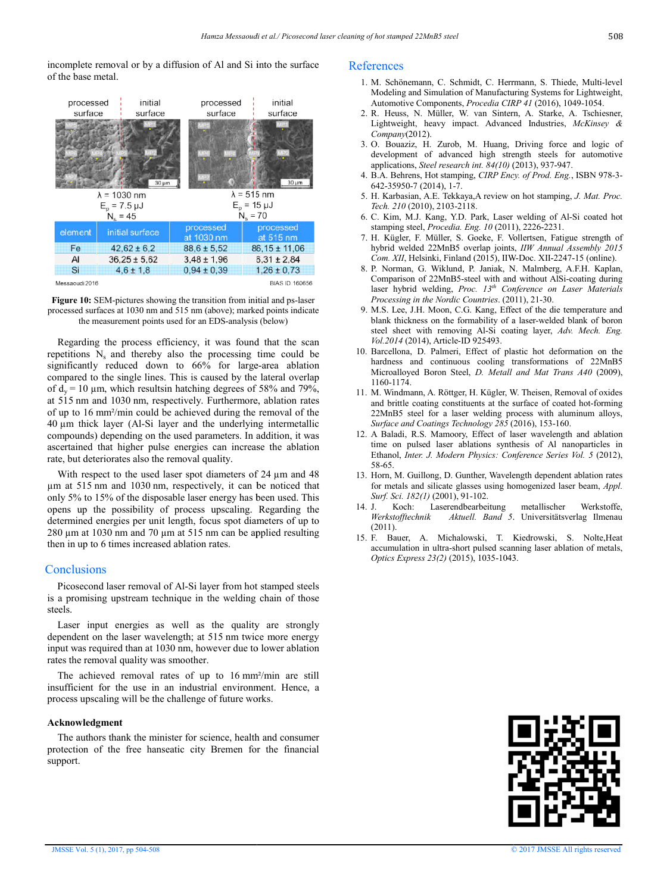incomplete removal or by a diffusion of Al and Si into the surface of the base metal.

processed surface | initial surface | processed surface | initial surface

$\lambda$ = 1030 nm
$E_p$ = 7.5 µJ
$N_s$ = 45

$\lambda$ = 515 nm
$E_p$ = 15 µJ
$N_s$ = 70

| element | initial surface | processed at 1030 nm | processed at 515 nm |
|---|---|---|---|
| Fe | 42,62 ± 6,2 | 88,6 ± 5,52 | 86,15 ± 11,06 |
| Al | 36,25 ± 5,62 | 3,48 ± 1,96 | 6,31 ± 2,84 |
| Si | 4,6 ± 1,8 | 0,94 ± 0,39 | 1,26 ± 0,73 |

Messaoudi 2016 BIAS ID 160656

**Figure 10:** SEM-pictures showing the transition from initial and ps-laser processed surfaces at 1030 nm and 515 nm (above); marked points indicate the measurement points used for an EDS-analysis (below)

Regarding the process efficiency, it was found that the scan repetitions $N_s$ and thereby also the processing time could be significantly reduced down to 66% for large-area ablation compared to the single lines. This is caused by the lateral overlap of $d_y$ = 10 µm, which resultsin hatching degrees of 58% and 79%, at 515 nm and 1030 nm, respectively. Furthermore, ablation rates of up to 16 mm²/min could be achieved during the removal of the 40 µm thick layer (Al-Si layer and the underlying intermetallic compounds) depending on the used parameters. In addition, it was ascertained that higher pulse energies can increase the ablation rate, but deteriorates also the removal quality.

With respect to the used laser spot diameters of 24 µm and 48 µm at 515 nm and 1030 nm, respectively, it can be noticed that only 5% to 15% of the disposable laser energy has been used. This opens up the possibility of process upscaling. Regarding the determined energies per unit length, focus spot diameters of up to 280 µm at 1030 nm and 70 µm at 515 nm can be applied resulting then in up to 6 times increased ablation rates.

## Conclusions

Picosecond laser removal of Al-Si layer from hot stamped steels is a promising upstream technique in the welding chain of those steels.

Laser input energies as well as the quality are strongly dependent on the laser wavelength; at 515 nm twice more energy input was required than at 1030 nm, however due to lower ablation rates the removal quality was smoother.

The achieved removal rates of up to 16 mm²/min are still insufficient for the use in an industrial environment. Hence, a process upscaling will be the challenge of future works.

### Acknowledgment

The authors thank the minister for science, health and consumer protection of the free hanseatic city Bremen for the financial support.

## References

1. M. Schönemann, C. Schmidt, C. Herrmann, S. Thiede, Multi-level Modeling and Simulation of Manufacturing Systems for Lightweight, Automotive Components, *Procedia CIRP 41* (2016), 1049-1054.
2. R. Heuss, N. Müller, W. van Sintern, A. Starke, A. Tschiesner, Lightweight, heavy impact. Advanced Industries, *McKinsey & Company*(2012).
3. O. Bouaziz, H. Zurob, M. Huang, Driving force and logic of development of advanced high strength steels for automotive applications, *Steel research int. 84(10)* (2013), 937-947.
4. B.A. Behrens, Hot stamping, *CIRP Ency. of Prod. Eng.*, ISBN 978-3-642-35950-7 (2014), 1-7.
5. H. Karbasian, A.E. Tekkaya,A review on hot stamping, *J. Mat. Proc. Tech. 210* (2010), 2103-2118.
6. C. Kim, M.J. Kang, Y.D. Park, Laser welding of Al-Si coated hot stamping steel, *Procedia. Eng. 10* (2011), 2226-2231.
7. H. Kügler, F. Müller, S. Goeke, F. Vollertsen, Fatigue strength of hybrid welded 22MnB5 overlap joints, *IIW Annual Assembly 2015 Com. XII*, Helsinki, Finland (2015), IIW-Doc. XII-2247-15 (online).
8. P. Norman, G. Wiklund, P. Janiak, N. Malmberg, A.F.H. Kaplan, Comparison of 22MnB5-steel with and without AlSi-coating during laser hybrid welding, *Proc. 13th Conference on Laser Materials Processing in the Nordic Countries*. (2011), 21-30.
9. M.S. Lee, J.H. Moon, C.G. Kang, Effect of the die temperature and blank thickness on the formability of a laser-welded blank of boron steel sheet with removing Al-Si coating layer, *Adv. Mech. Eng. Vol.2014* (2014), Article-ID 925493.
10. Barcellona, D. Palmeri, Effect of plastic hot deformation on the hardness and continuous cooling transformations of 22MnB5 Microalloyed Boron Steel, *D. Metall and Mat Trans A40* (2009), 1160-1174.
11. M. Windmann, A. Röttger, H. Kügler, W. Theisen, Removal of oxides and brittle coating constituents at the surface of coated hot-forming 22MnB5 steel for a laser welding process with aluminum alloys, *Surface and Coatings Technology 285* (2016), 153-160.
12. A Baladi, R.S. Mamoory, Effect of laser wavelength and ablation time on pulsed laser ablations synthesis of Al nanoparticles in Ethanol, *Inter. J. Modern Physics: Conference Series Vol. 5* (2012), 58-65.
13. Horn, M. Guillong, D. Gunther, Wavelength dependent ablation rates for metals and silicate glasses using homogenized laser beam, *Appl. Surf. Sci. 182(1)* (2001), 91-102.
14. J. Koch: Laserendbearbeitung metallischer Werkstoffe, *Werkstofftechnik Aktuell. Band 5*. Universitätsverlag Ilmenau (2011).
15. F. Bauer, A. Michalowski, T. Kiedrowski, S. Nolte,Heat accumulation in ultra-short pulsed scanning laser ablation of metals, *Optics Express 23(2)* (2015), 1035-1043.